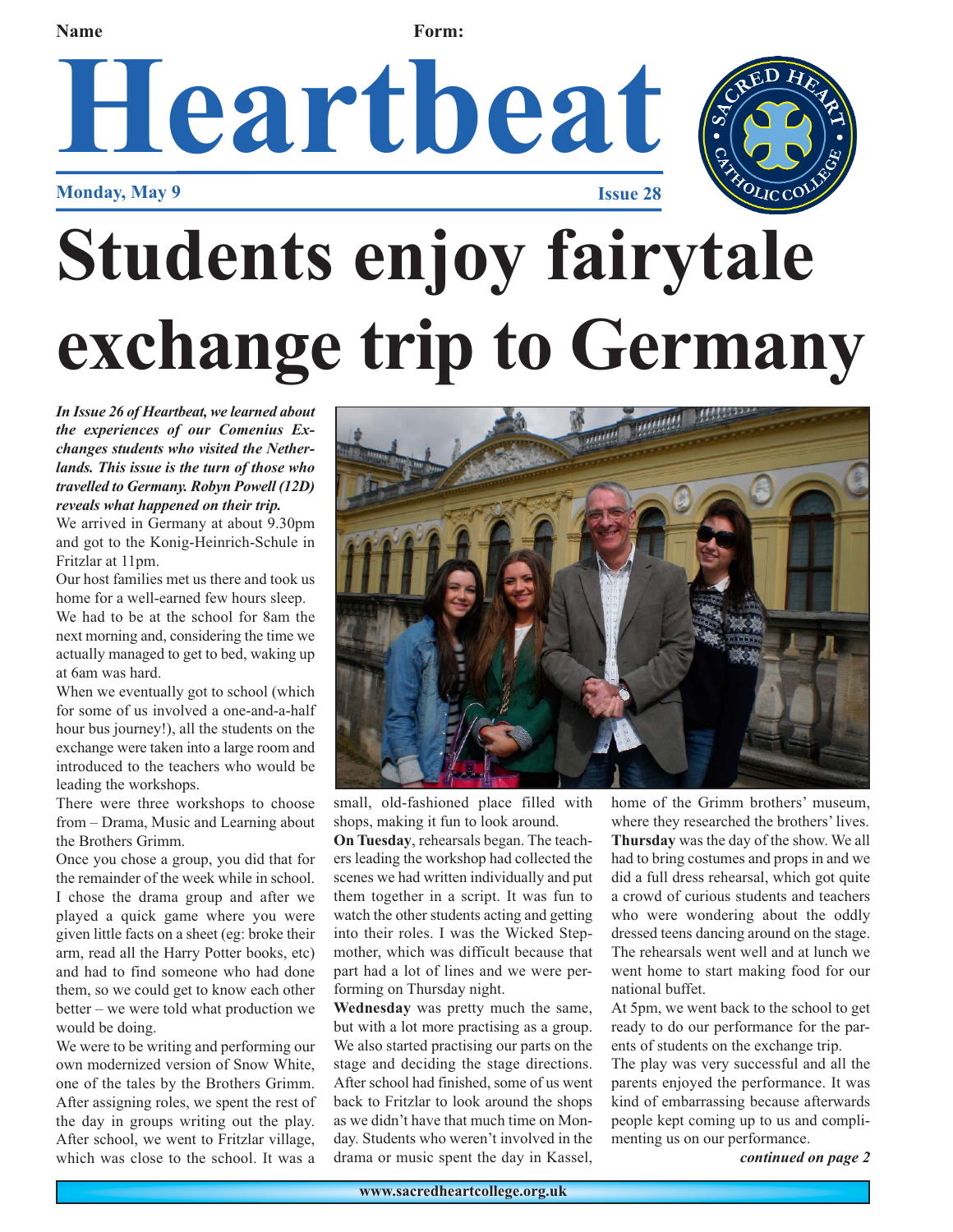Name Form:

# Heartbeat

**Monday, May 9** **Issue 28**

# Students enjoy fairytale exchange trip to Germany

***In Issue 26 of Heartbeat, we learned about the experiences of our Comenius Exchanges students who visited the Netherlands. This issue is the turn of those who travelled to Germany. Robyn Powell (12D) reveals what happened on their trip.***

We arrived in Germany at about 9.30pm and got to the Konig-Heinrich-Schule in Fritzlar at 11pm.

Our host families met us there and took us home for a well-earned few hours sleep.

We had to be at the school for 8am the next morning and, considering the time we actually managed to get to bed, waking up at 6am was hard.

When we eventually got to school (which for some of us involved a one-and-a-half hour bus journey!), all the students on the exchange were taken into a large room and introduced to the teachers who would be leading the workshops.

There were three workshops to choose from – Drama, Music and Learning about the Brothers Grimm.

Once you chose a group, you did that for the remainder of the week while in school. I chose the drama group and after we played a quick game where you were given little facts on a sheet (eg: broke their arm, read all the Harry Potter books, etc) and had to find someone who had done them, so we could get to know each other better – we were told what production we would be doing.

We were to be writing and performing our own modernized version of Snow White, one of the tales by the Brothers Grimm. After assigning roles, we spent the rest of the day in groups writing out the play. After school, we went to Fritzlar village, which was close to the school. It was a small, old-fashioned place filled with shops, making it fun to look around.

**On Tuesday**, rehearsals began. The teachers leading the workshop had collected the scenes we had written individually and put them together in a script. It was fun to watch the other students acting and getting into their roles. I was the Wicked Stepmother, which was difficult because that part had a lot of lines and we were performing on Thursday night.

**Wednesday** was pretty much the same, but with a lot more practising as a group. We also started practising our parts on the stage and deciding the stage directions. After school had finished, some of us went back to Fritzlar to look around the shops as we didn't have that much time on Monday. Students who weren't involved in the drama or music spent the day in Kassel, home of the Grimm brothers' museum, where they researched the brothers' lives.

**Thursday** was the day of the show. We all had to bring costumes and props in and we did a full dress rehearsal, which got quite a crowd of curious students and teachers who were wondering about the oddly dressed teens dancing around on the stage. The rehearsals went well and at lunch we went home to start making food for our national buffet.

At 5pm, we went back to the school to get ready to do our performance for the parents of students on the exchange trip.

The play was very successful and all the parents enjoyed the performance. It was kind of embarrassing because afterwards people kept coming up to us and complimenting us on our performance.

***continued on page 2***

www.sacredheartcollege.org.uk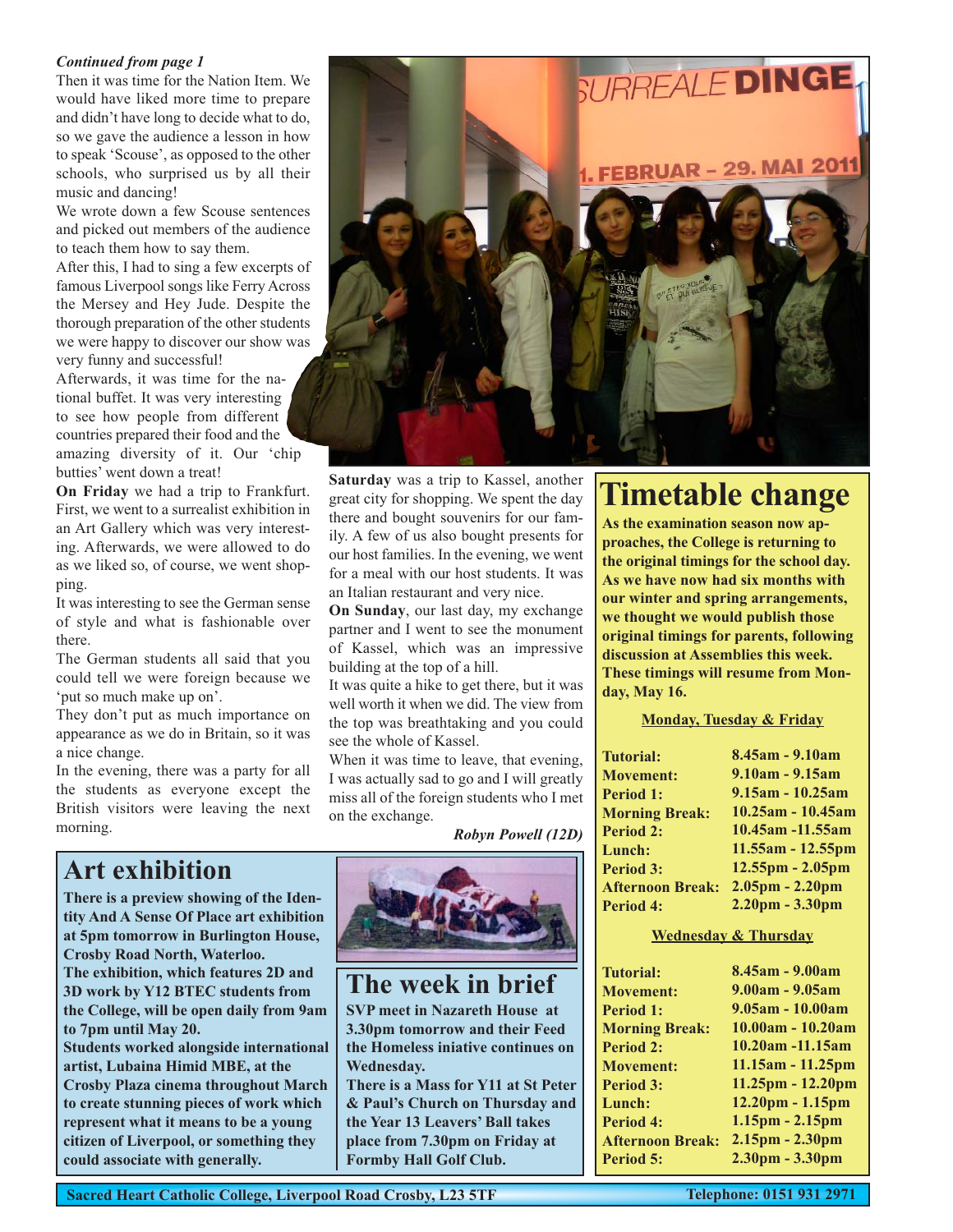*Continued from page 1*

Then it was time for the Nation Item. We would have liked more time to prepare and didn't have long to decide what to do, so we gave the audience a lesson in how to speak 'Scouse', as opposed to the other schools, who surprised us by all their music and dancing!

We wrote down a few Scouse sentences and picked out members of the audience to teach them how to say them.

After this, I had to sing a few excerpts of famous Liverpool songs like Ferry Across the Mersey and Hey Jude. Despite the thorough preparation of the other students we were happy to discover our show was very funny and successful!

Afterwards, it was time for the national buffet. It was very interesting to see how people from different countries prepared their food and the amazing diversity of it. Our 'chip butties' went down a treat!

**On Friday** we had a trip to Frankfurt. First, we went to a surrealist exhibition in an Art Gallery which was very interesting. Afterwards, we were allowed to do as we liked so, of course, we went shopping.

It was interesting to see the German sense of style and what is fashionable over there.

The German students all said that you could tell we were foreign because we 'put so much make up on'.

They don't put as much importance on appearance as we do in Britain, so it was a nice change.

In the evening, there was a party for all the students as everyone except the British visitors were leaving the next morning.

**Saturday** was a trip to Kassel, another great city for shopping. We spent the day there and bought souvenirs for our family. A few of us also bought presents for our host families. In the evening, we went for a meal with our host students. It was an Italian restaurant and very nice.

**On Sunday**, our last day, my exchange partner and I went to see the monument of Kassel, which was an impressive building at the top of a hill.

It was quite a hike to get there, but it was well worth it when we did. The view from the top was breathtaking and you could see the whole of Kassel.

When it was time to leave, that evening, I was actually sad to go and I will greatly miss all of the foreign students who I met on the exchange.

***Robyn Powell (12D)***

# Timetable change

**As the examination season now approaches, the College is returning to the original timings for the school day. As we have now had six months with our winter and spring arrangements, we thought we would publish those original timings for parents, following discussion at Assemblies this week. These timings will resume from Monday, May 16.**

**Monday, Tuesday & Friday**

| | |
|---|---|
| **Tutorial:** | **8.45am - 9.10am** |
| **Movement:** | **9.10am - 9.15am** |
| **Period 1:** | **9.15am - 10.25am** |
| **Morning Break:** | **10.25am - 10.45am** |
| **Period 2:** | **10.45am -11.55am** |
| **Lunch:** | **11.55am - 12.55pm** |
| **Period 3:** | **12.55pm - 2.05pm** |
| **Afternoon Break:** | **2.05pm - 2.20pm** |
| **Period 4:** | **2.20pm - 3.30pm** |

**Wednesday & Thursday**

| | |
|---|---|
| **Tutorial:** | **8.45am - 9.00am** |
| **Movement:** | **9.00am - 9.05am** |
| **Period 1:** | **9.05am - 10.00am** |
| **Morning Break:** | **10.00am - 10.20am** |
| **Period 2:** | **10.20am -11.15am** |
| **Movement:** | **11.15am - 11.25pm** |
| **Period 3:** | **11.25pm - 12.20pm** |
| **Lunch:** | **12.20pm - 1.15pm** |
| **Period 4:** | **1.15pm - 2.15pm** |
| **Afternoon Break:** | **2.15pm - 2.30pm** |
| **Period 5:** | **2.30pm - 3.30pm** |

# Art exhibition

**There is a preview showing of the Identity And A Sense Of Place art exhibition at 5pm tomorrow in Burlington House, Crosby Road North, Waterloo.**

**The exhibition, which features 2D and 3D work by Y12 BTEC students from the College, will be open daily from 9am to 7pm until May 20.**

**Students worked alongside international artist, Lubaina Himid MBE, at the Crosby Plaza cinema throughout March to create stunning pieces of work which represent what it means to be a young citizen of Liverpool, or something they could associate with generally.**

# The week in brief

**SVP meet in Nazareth House at 3.30pm tomorrow and their Feed the Homeless iniative continues on Wednesday.**

**There is a Mass for Y11 at St Peter & Paul's Church on Thursday and the Year 13 Leavers' Ball takes place from 7.30pm on Friday at Formby Hall Golf Club.**

**Sacred Heart Catholic College, Liverpool Road Crosby, L23 5TF** **Telephone: 0151 931 2971**